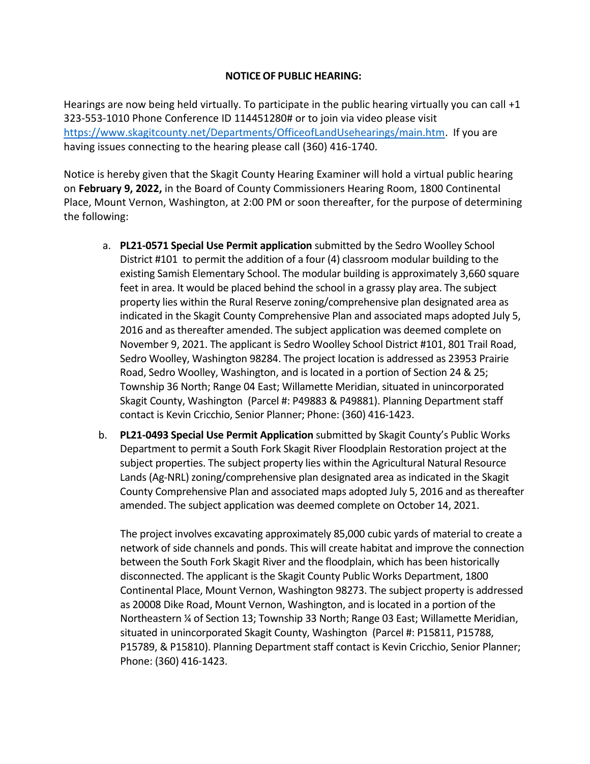**NOTICE OF PUBLIC HEARING:**

Hearings are now being held virtually. To participate in the public hearing virtually you can call +1 323-553-1010 Phone Conference ID 114451280# or to join via video please visit https://www.skagitcounty.net/Departments/OfficeofLandUsehearings/main.htm. If you are having issues connecting to the hearing please call (360) 416-1740.

Notice is hereby given that the Skagit County Hearing Examiner will hold a virtual public hearing on **February 9, 2022,** in the Board of County Commissioners Hearing Room, 1800 Continental Place, Mount Vernon, Washington, at 2:00 PM or soon thereafter, for the purpose of determining the following:

a. **PL21-0571 Special Use Permit application** submitted by the Sedro Woolley School District #101 to permit the addition of a four (4) classroom modular building to the existing Samish Elementary School. The modular building is approximately 3,660 square feet in area. It would be placed behind the school in a grassy play area. The subject property lies within the Rural Reserve zoning/comprehensive plan designated area as indicated in the Skagit County Comprehensive Plan and associated maps adopted July 5, 2016 and as thereafter amended. The subject application was deemed complete on November 9, 2021. The applicant is Sedro Woolley School District #101, 801 Trail Road, Sedro Woolley, Washington 98284. The project location is addressed as 23953 Prairie Road, Sedro Woolley, Washington, and is located in a portion of Section 24 & 25; Township 36 North; Range 04 East; Willamette Meridian, situated in unincorporated Skagit County, Washington (Parcel #: P49883 & P49881). Planning Department staff contact is Kevin Cricchio, Senior Planner; Phone: (360) 416-1423.

b. **PL21-0493 Special Use Permit Application** submitted by Skagit County's Public Works Department to permit a South Fork Skagit River Floodplain Restoration project at the subject properties. The subject property lies within the Agricultural Natural Resource Lands (Ag-NRL) zoning/comprehensive plan designated area as indicated in the Skagit County Comprehensive Plan and associated maps adopted July 5, 2016 and as thereafter amended. The subject application was deemed complete on October 14, 2021.

   The project involves excavating approximately 85,000 cubic yards of material to create a network of side channels and ponds. This will create habitat and improve the connection between the South Fork Skagit River and the floodplain, which has been historically disconnected. The applicant is the Skagit County Public Works Department, 1800 Continental Place, Mount Vernon, Washington 98273. The subject property is addressed as 20008 Dike Road, Mount Vernon, Washington, and is located in a portion of the Northeastern ¼ of Section 13; Township 33 North; Range 03 East; Willamette Meridian, situated in unincorporated Skagit County, Washington (Parcel #: P15811, P15788, P15789, & P15810). Planning Department staff contact is Kevin Cricchio, Senior Planner; Phone: (360) 416-1423.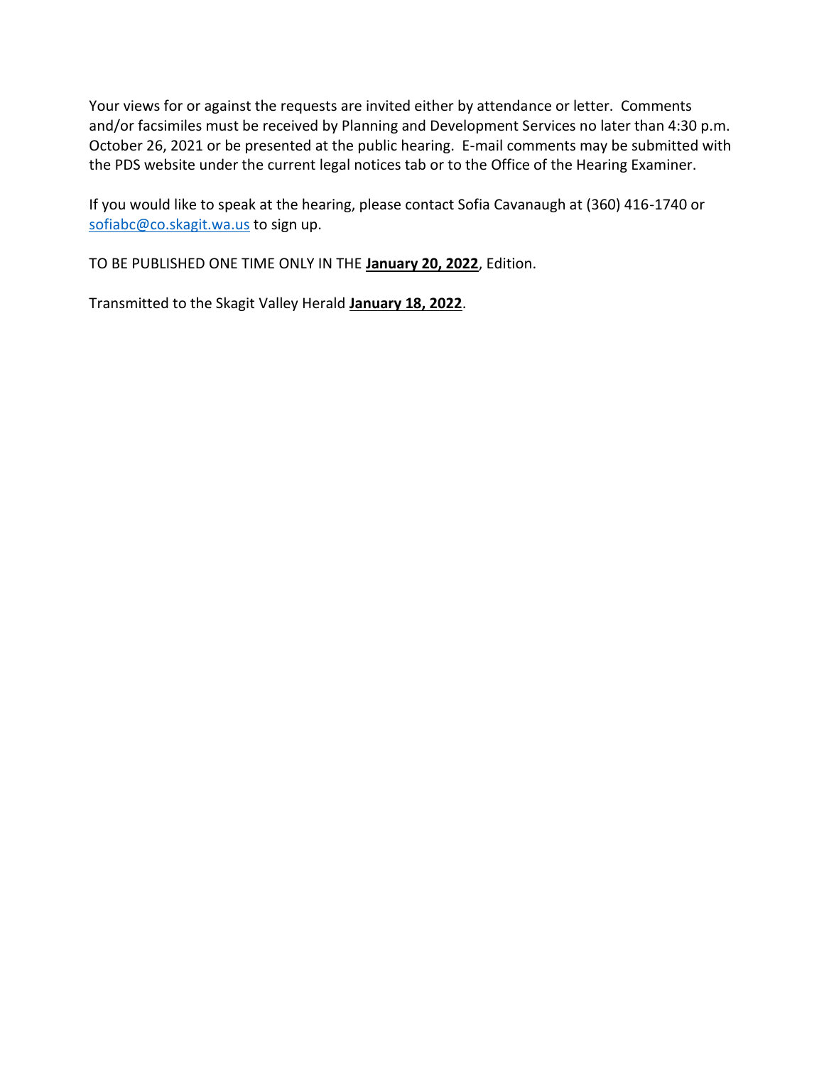Your views for or against the requests are invited either by attendance or letter. Comments and/or facsimiles must be received by Planning and Development Services no later than 4:30 p.m. October 26, 2021 or be presented at the public hearing. E-mail comments may be submitted with the PDS website under the current legal notices tab or to the Office of the Hearing Examiner.

If you would like to speak at the hearing, please contact Sofia Cavanaugh at (360) 416-1740 or sofiabc@co.skagit.wa.us to sign up.

TO BE PUBLISHED ONE TIME ONLY IN THE **January 20, 2022**, Edition.

Transmitted to the Skagit Valley Herald **January 18, 2022**.